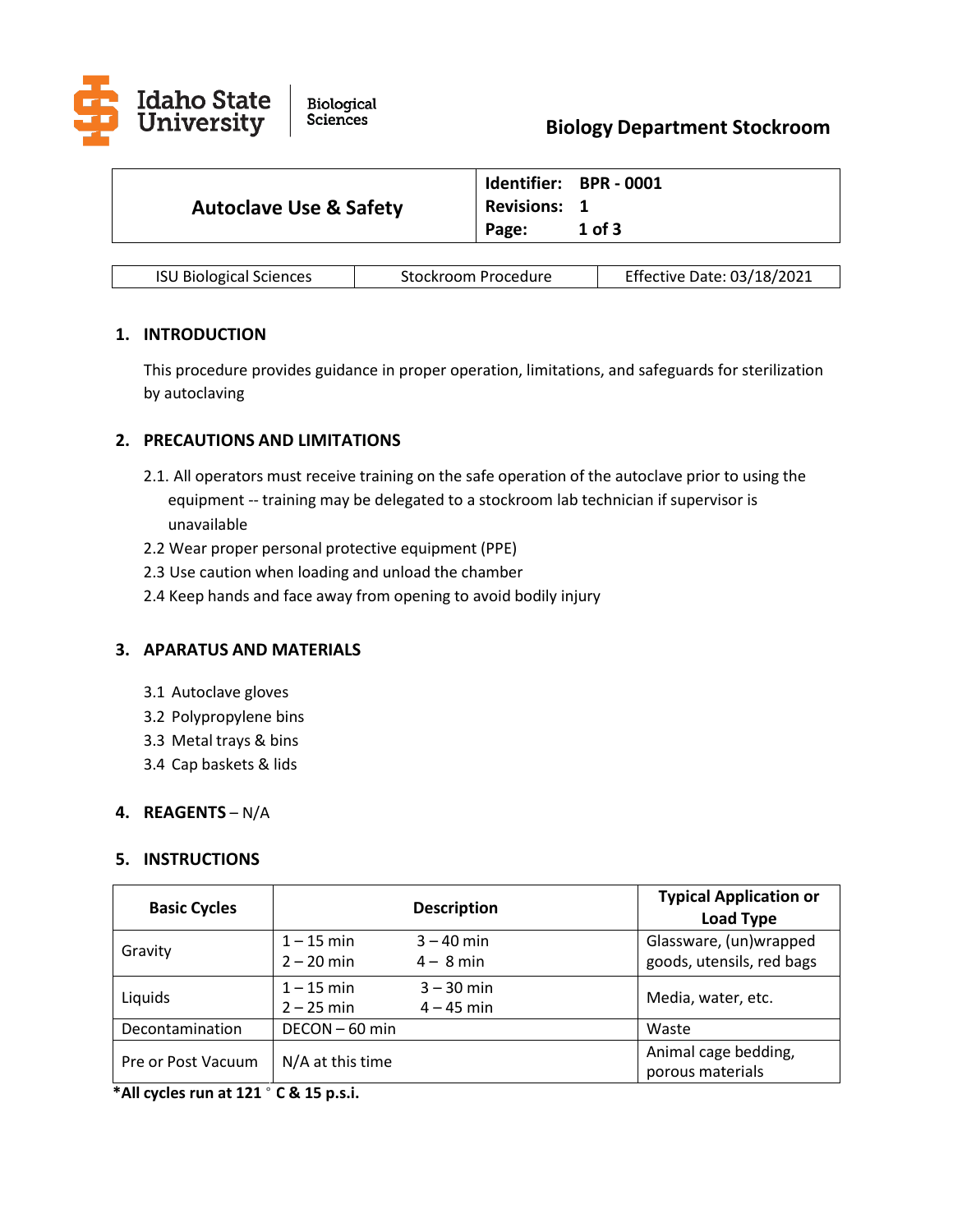Idaho State University | Biological Sciences

**Biology Department Stockroom**

| **Autoclave Use & Safety** | **Identifier:** BPR - 0001<br>**Revisions:** 1<br>**Page:** 1 of 3 |
|---|---|

| ISU Biological Sciences | Stockroom Procedure | Effective Date: 03/18/2021 |
|---|---|---|

## 1. INTRODUCTION

This procedure provides guidance in proper operation, limitations, and safeguards for sterilization by autoclaving

## 2. PRECAUTIONS AND LIMITATIONS

2.1. All operators must receive training on the safe operation of the autoclave prior to using the equipment -- training may be delegated to a stockroom lab technician if supervisor is unavailable

2.2 Wear proper personal protective equipment (PPE)

2.3 Use caution when loading and unload the chamber

2.4 Keep hands and face away from opening to avoid bodily injury

## 3. APARATUS AND MATERIALS

3.1 Autoclave gloves

3.2 Polypropylene bins

3.3 Metal trays & bins

3.4 Cap baskets & lids

## 4. REAGENTS – N/A

## 5. INSTRUCTIONS

| Basic Cycles | Description | Typical Application or Load Type |
|---|---|---|
| Gravity | 1 – 15 min 3 – 40 min<br>2 – 20 min 4 – 8 min | Glassware, (un)wrapped goods, utensils, red bags |
| Liquids | 1 – 15 min 3 – 30 min<br>2 – 25 min 4 – 45 min | Media, water, etc. |
| Decontamination | DECON – 60 min | Waste |
| Pre or Post Vacuum | N/A at this time | Animal cage bedding, porous materials |

**\*All cycles run at 121 ° C & 15 p.s.i.**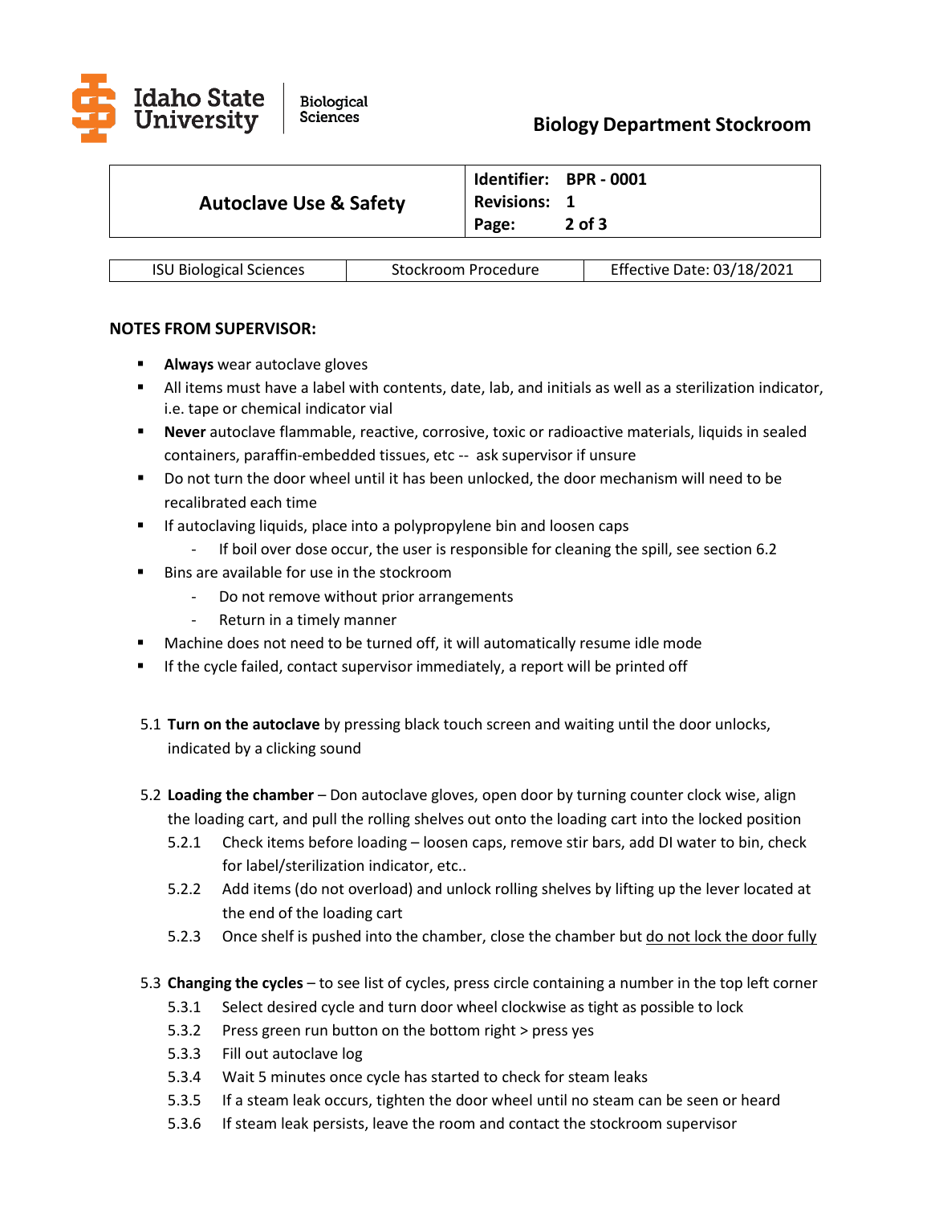| Autoclave Use & Safety | Identifier: BPR - 0001<br>Revisions: 1 |
|---|---|

| ISU Biological Sciences | Stockroom Procedure | Effective Date: 03/18/2021 |
|---|---|---|

**NOTES FROM SUPERVISOR:**

- **Always** wear autoclave gloves
- All items must have a label with contents, date, lab, and initials as well as a sterilization indicator, i.e. tape or chemical indicator vial
- **Never** autoclave flammable, reactive, corrosive, toxic or radioactive materials, liquids in sealed containers, paraffin-embedded tissues, etc -- ask supervisor if unsure
- Do not turn the door wheel until it has been unlocked, the door mechanism will need to be recalibrated each time
- If autoclaving liquids, place into a polypropylene bin and loosen caps
  - If boil over dose occur, the user is responsible for cleaning the spill, see section 6.2
- Bins are available for use in the stockroom
  - Do not remove without prior arrangements
  - Return in a timely manner
- Machine does not need to be turned off, it will automatically resume idle mode
- If the cycle failed, contact supervisor immediately, a report will be printed off

5.1 **Turn on the autoclave** by pressing black touch screen and waiting until the door unlocks, indicated by a clicking sound

5.2 **Loading the chamber** – Don autoclave gloves, open door by turning counter clock wise, align the loading cart, and pull the rolling shelves out onto the loading cart into the locked position

- 5.2.1 Check items before loading – loosen caps, remove stir bars, add DI water to bin, check for label/sterilization indicator, etc..
- 5.2.2 Add items (do not overload) and unlock rolling shelves by lifting up the lever located at the end of the loading cart
- 5.2.3 Once shelf is pushed into the chamber, close the chamber but <u>do not lock the door fully</u>

5.3 **Changing the cycles** – to see list of cycles, press circle containing a number in the top left corner

- 5.3.1 Select desired cycle and turn door wheel clockwise as tight as possible to lock
- 5.3.2 Press green run button on the bottom right > press yes
- 5.3.3 Fill out autoclave log
- 5.3.4 Wait 5 minutes once cycle has started to check for steam leaks
- 5.3.5 If a steam leak occurs, tighten the door wheel until no steam can be seen or heard
- 5.3.6 If steam leak persists, leave the room and contact the stockroom supervisor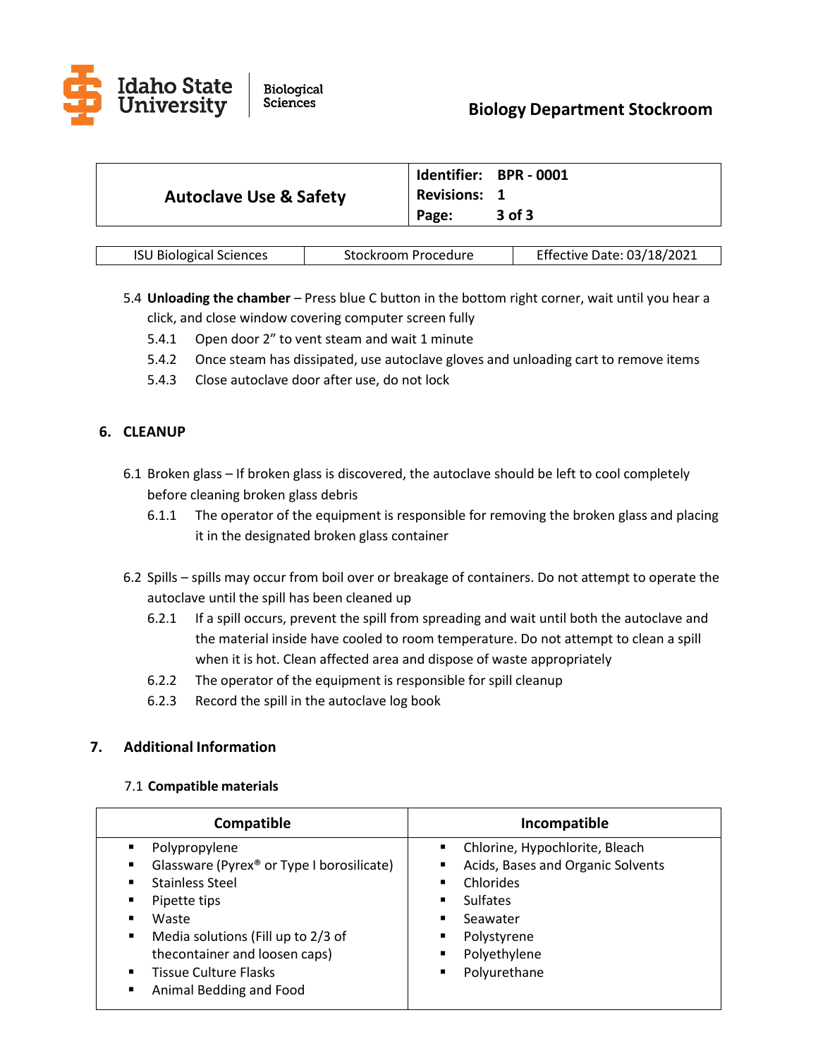5.4 **Unloading the chamber** – Press blue C button in the bottom right corner, wait until you hear a click, and close window covering computer screen fully

- 5.4.1 Open door 2" to vent steam and wait 1 minute
- 5.4.2 Once steam has dissipated, use autoclave gloves and unloading cart to remove items
- 5.4.3 Close autoclave door after use, do not lock

## 6. CLEANUP

6.1 Broken glass – If broken glass is discovered, the autoclave should be left to cool completely before cleaning broken glass debris

- 6.1.1 The operator of the equipment is responsible for removing the broken glass and placing it in the designated broken glass container

6.2 Spills – spills may occur from boil over or breakage of containers. Do not attempt to operate the autoclave until the spill has been cleaned up

- 6.2.1 If a spill occurs, prevent the spill from spreading and wait until both the autoclave and the material inside have cooled to room temperature. Do not attempt to clean a spill when it is hot. Clean affected area and dispose of waste appropriately
- 6.2.2 The operator of the equipment is responsible for spill cleanup
- 6.2.3 Record the spill in the autoclave log book

## 7. Additional Information

7.1 **Compatible materials**

| Compatible | Incompatible |
|---|---|
| ▪ Polypropylene<br>▪ Glassware (Pyrex® or Type I borosilicate)<br>▪ Stainless Steel<br>▪ Pipette tips<br>▪ Waste<br>▪ Media solutions (Fill up to 2/3 of thecontainer and loosen caps)<br>▪ Tissue Culture Flasks<br>▪ Animal Bedding and Food | ▪ Chlorine, Hypochlorite, Bleach<br>▪ Acids, Bases and Organic Solvents<br>▪ Chlorides<br>▪ Sulfates<br>▪ Seawater<br>▪ Polystyrene<br>▪ Polyethylene<br>▪ Polyurethane |